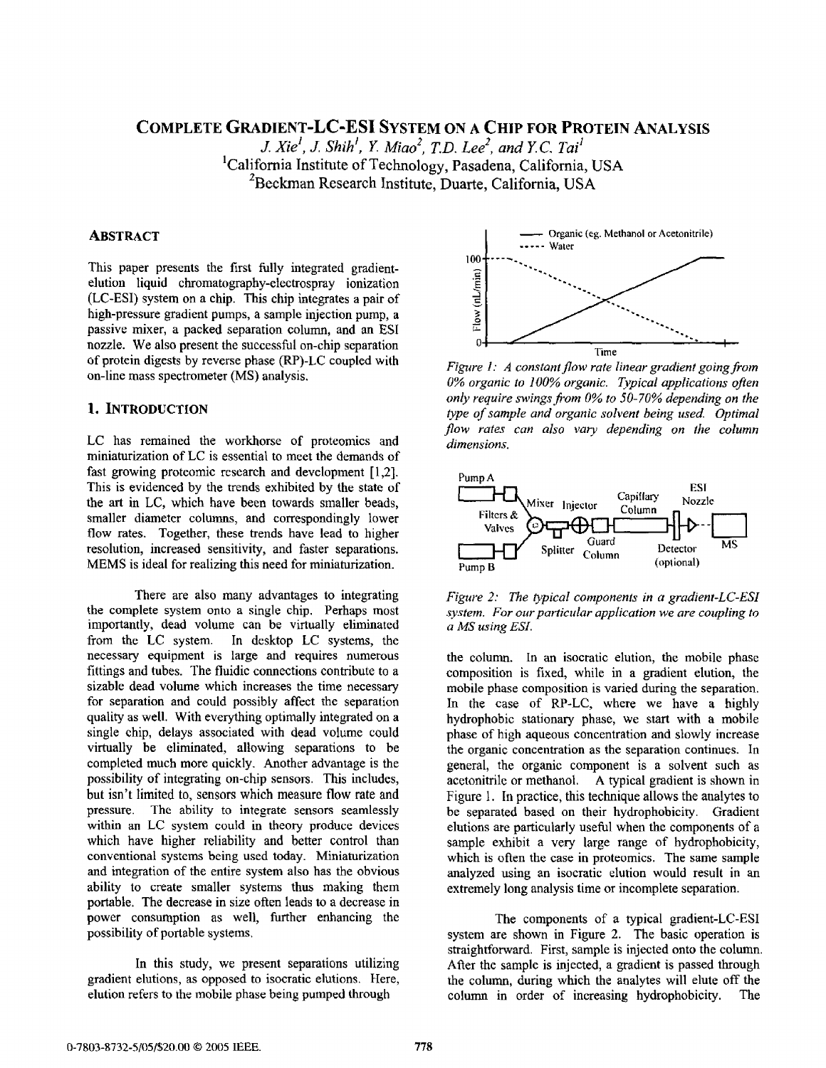# Complete Gradient-LC-ESI System on a Chip for Protein Analysis

*J. Xie[1], J. Shih[1], Y. Miao[2], T.D. Lee[2], and Y.C. Tai[1]*

[1]California Institute of Technology, Pasadena, California, USA

[2]Beckman Research Institute, Duarte, California, USA

## Abstract

This paper presents the first fully integrated gradient-elution liquid chromatography-electrospray ionization (LC-ESI) system on a chip. This chip integrates a pair of high-pressure gradient pumps, a sample injection pump, a passive mixer, a packed separation column, and an ESI nozzle. We also present the successful on-chip separation of protein digests by reverse phase (RP)-LC coupled with on-line mass spectrometer (MS) analysis.

## 1. Introduction

LC has remained the workhorse of proteomics and miniaturization of LC is essential to meet the demands of fast growing proteomic research and development [1,2]. This is evidenced by the trends exhibited by the state of the art in LC, which have been towards smaller beads, smaller diameter columns, and correspondingly lower flow rates. Together, these trends have lead to higher resolution, increased sensitivity, and faster separations. MEMS is ideal for realizing this need for miniaturization.

There are also many advantages to integrating the complete system onto a single chip. Perhaps most importantly, dead volume can be virtually eliminated from the LC system. In desktop LC systems, the necessary equipment is large and requires numerous fittings and tubes. The fluidic connections contribute to a sizable dead volume which increases the time necessary for separation and could possibly affect the separation quality as well. With everything optimally integrated on a single chip, delays associated with dead volume could virtually be eliminated, allowing separations to be completed much more quickly. Another advantage is the possibility of integrating on-chip sensors. This includes, but isn't limited to, sensors which measure flow rate and pressure. The ability to integrate sensors seamlessly within an LC system could in theory produce devices which have higher reliability and better control than conventional systems being used today. Miniaturization and integration of the entire system also has the obvious ability to create smaller systems thus making them portable. The decrease in size often leads to a decrease in power consumption as well, further enhancing the possibility of portable systems.

In this study, we present separations utilizing gradient elutions, as opposed to isocratic elutions. Here, elution refers to the mobile phase being pumped through the column. In an isocratic elution, the mobile phase composition is fixed, while in a gradient elution, the mobile phase composition is varied during the separation. In the case of RP-LC, where we have a highly hydrophobic stationary phase, we start with a mobile phase of high aqueous concentration and slowly increase the organic concentration as the separation continues. In general, the organic component is a solvent such as acetonitrile or methanol. A typical gradient is shown in Figure 1. In practice, this technique allows the analytes to be separated based on their hydrophobicity. Gradient elutions are particularly useful when the components of a sample exhibit a very large range of hydrophobicity, which is often the case in proteomics. The same sample analyzed using an isocratic elution would result in an extremely long analysis time or incomplete separation.

Organic (eg. Methanol or Acetonitrile)
Water
100
Flow (nL/min)
0
Time

*Figure 1: A constant flow rate linear gradient going from 0% organic to 100% organic. Typical applications often only require swings from 0% to 50-70% depending on the type of sample and organic solvent being used. Optimal flow rates can also vary depending on the column dimensions.*

Pump A
Pump B
Filters & Valves
Mixer
Injector
Splitter
Guard Column
Capillary Column
Detector (optional)
ESI Nozzle
MS

*Figure 2: The typical components in a gradient-LC-ESI system. For our particular application we are coupling to a MS using ESI.*

The components of a typical gradient-LC-ESI system are shown in Figure 2. The basic operation is straightforward. First, sample is injected onto the column. After the sample is injected, a gradient is passed through the column, during which the analytes will elute off the column in order of increasing hydrophobicity. The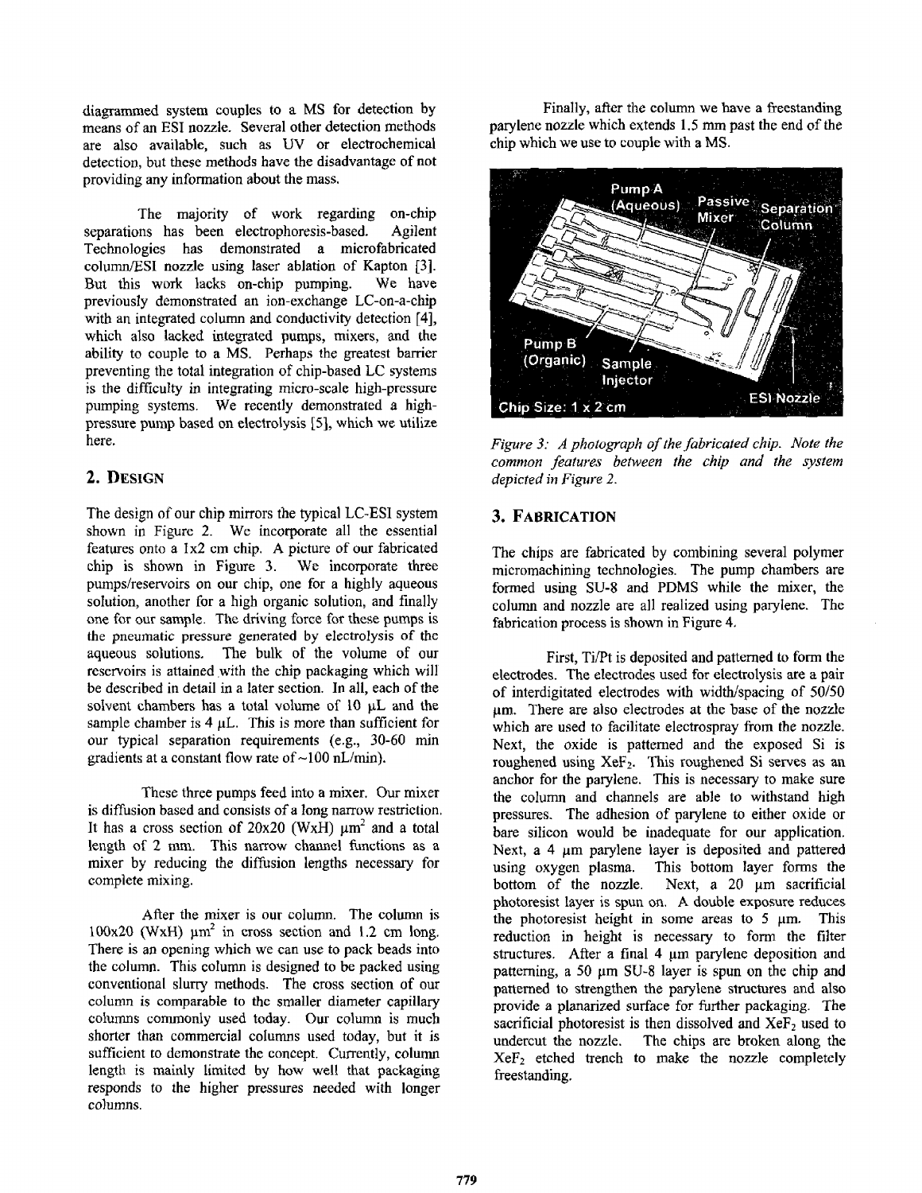diagrammed system couples to a MS for detection by means of an ESI nozzle. Several other detection methods are also available, such as UV or electrochemical detection, but these methods have the disadvantage of not providing any information about the mass.

The majority of work regarding on-chip separations has been electrophoresis-based. Agilent Technologies has demonstrated a microfabricated column/ESI nozzle using laser ablation of Kapton [3]. But this work lacks on-chip pumping. We have previously demonstrated an ion-exchange LC-on-a-chip with an integrated column and conductivity detection [4], which also lacked integrated pumps, mixers, and the ability to couple to a MS. Perhaps the greatest barrier preventing the total integration of chip-based LC systems is the difficulty in integrating micro-scale high-pressure pumping systems. We recently demonstrated a high-pressure pump based on electrolysis [5], which we utilize here.

## 2. Design

The design of our chip mirrors the typical LC-ESI system shown in Figure 2. We incorporate all the essential features onto a 1x2 cm chip. A picture of our fabricated chip is shown in Figure 3. We incorporate three pumps/reservoirs on our chip, one for a highly aqueous solution, another for a high organic solution, and finally one for our sample. The driving force for these pumps is the pneumatic pressure generated by electrolysis of the aqueous solutions. The bulk of the volume of our reservoirs is attained with the chip packaging which will be described in detail in a later section. In all, each of the solvent chambers has a total volume of 10 μL and the sample chamber is 4 μL. This is more than sufficient for our typical separation requirements (e.g., 30-60 min gradients at a constant flow rate of ~100 nL/min).

These three pumps feed into a mixer. Our mixer is diffusion based and consists of a long narrow restriction. It has a cross section of 20x20 (WxH) $\mu m^2$ and a total length of 2 mm. This narrow channel functions as a mixer by reducing the diffusion lengths necessary for complete mixing.

After the mixer is our column. The column is 100x20 (WxH) $\mu m^2$ in cross section and 1.2 cm long. There is an opening which we can use to pack beads into the column. This column is designed to be packed using conventional slurry methods. The cross section of our column is comparable to the smaller diameter capillary columns commonly used today. Our column is much shorter than commercial columns used today, but it is sufficient to demonstrate the concept. Currently, column length is mainly limited by how well that packaging responds to the higher pressures needed with longer columns.

Finally, after the column we have a freestanding parylene nozzle which extends 1.5 mm past the end of the chip which we use to couple with a MS.

*Figure 3: A photograph of the fabricated chip. Note the common features between the chip and the system depicted in Figure 2.*

## 3. Fabrication

The chips are fabricated by combining several polymer micromachining technologies. The pump chambers are formed using SU-8 and PDMS while the mixer, the column and nozzle are all realized using parylene. The fabrication process is shown in Figure 4.

First, Ti/Pt is deposited and patterned to form the electrodes. The electrodes used for electrolysis are a pair of interdigitated electrodes with width/spacing of 50/50 μm. There are also electrodes at the base of the nozzle which are used to facilitate electrospray from the nozzle. Next, the oxide is patterned and the exposed Si is roughened using $XeF_2$. This roughened Si serves as an anchor for the parylene. This is necessary to make sure the column and channels are able to withstand high pressures. The adhesion of parylene to either oxide or bare silicon would be inadequate for our application. Next, a 4 μm parylene layer is deposited and pattered using oxygen plasma. This bottom layer forms the bottom of the nozzle. Next, a 20 μm sacrificial photoresist layer is spun on. A double exposure reduces the photoresist height in some areas to 5 μm. This reduction in height is necessary to form the filter structures. After a final 4 μm parylene deposition and patterning, a 50 μm SU-8 layer is spun on the chip and patterned to strengthen the parylene structures and also provide a planarized surface for further packaging. The sacrificial photoresist is then dissolved and $XeF_2$ used to undercut the nozzle. The chips are broken along the $XeF_2$ etched trench to make the nozzle completely freestanding.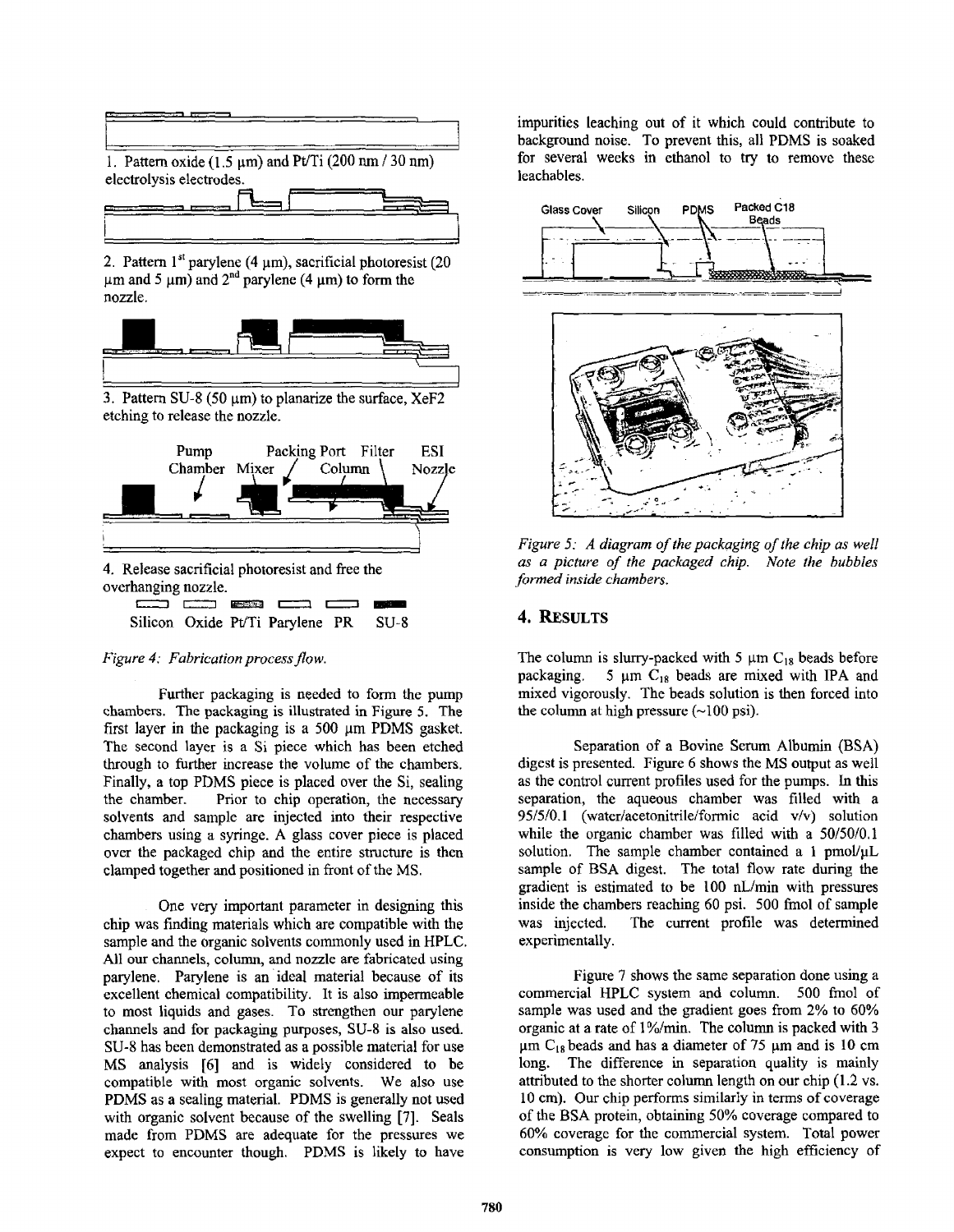1. Pattern oxide (1.5 μm) and Pt/Ti (200 nm / 30 nm) electrolysis electrodes.

2. Pattern 1[st] parylene (4 μm), sacrificial photoresist (20 μm and 5 μm) and 2[nd] parylene (4 μm) to form the nozzle.

3. Pattern SU-8 (50 μm) to planarize the surface, XeF2 etching to release the nozzle.

Pump Chamber Mixer Packing Port Filter Column ESI Nozzle

4. Release sacrificial photoresist and free the overhanging nozzle.

Silicon Oxide Pt/Ti Parylene PR SU-8

*Figure 4: Fabrication process flow.*

Further packaging is needed to form the pump chambers. The packaging is illustrated in Figure 5. The first layer in the packaging is a 500 μm PDMS gasket. The second layer is a Si piece which has been etched through to further increase the volume of the chambers. Finally, a top PDMS piece is placed over the Si, sealing the chamber. Prior to chip operation, the necessary solvents and sample are injected into their respective chambers using a syringe. A glass cover piece is placed over the packaged chip and the entire structure is then clamped together and positioned in front of the MS.

One very important parameter in designing this chip was finding materials which are compatible with the sample and the organic solvents commonly used in HPLC. All our channels, column, and nozzle are fabricated using parylene. Parylene is an ideal material because of its excellent chemical compatibility. It is also impermeable to most liquids and gases. To strengthen our parylene channels and for packaging purposes, SU-8 is also used. SU-8 has been demonstrated as a possible material for use MS analysis [6] and is widely considered to be compatible with most organic solvents. We also use PDMS as a sealing material. PDMS is generally not used with organic solvent because of the swelling [7]. Seals made from PDMS are adequate for the pressures we expect to encounter though. PDMS is likely to have impurities leaching out of it which could contribute to background noise. To prevent this, all PDMS is soaked for several weeks in ethanol to try to remove these leachables.

Glass Cover Silicon PDMS Packed C18 Beads

*Figure 5: A diagram of the packaging of the chip as well as a picture of the packaged chip. Note the bubbles formed inside chambers.*

## 4. RESULTS

The column is slurry-packed with 5 μm $C_{18}$ beads before packaging. 5 μm $C_{18}$ beads are mixed with IPA and mixed vigorously. The beads solution is then forced into the column at high pressure (~100 psi).

Separation of a Bovine Serum Albumin (BSA) digest is presented. Figure 6 shows the MS output as well as the control current profiles used for the pumps. In this separation, the aqueous chamber was filled with a 95/5/0.1 (water/acetonitrile/formic acid v/v) solution while the organic chamber was filled with a 50/50/0.1 solution. The sample chamber contained a 1 pmol/μL sample of BSA digest. The total flow rate during the gradient is estimated to be 100 nL/min with pressures inside the chambers reaching 60 psi. 500 fmol of sample was injected. The current profile was determined experimentally.

Figure 7 shows the same separation done using a commercial HPLC system and column. 500 fmol of sample was used and the gradient goes from 2% to 60% organic at a rate of 1%/min. The column is packed with 3 μm $C_{18}$ beads and has a diameter of 75 μm and is 10 cm long. The difference in separation quality is mainly attributed to the shorter column length on our chip (1.2 vs. 10 cm). Our chip performs similarly in terms of coverage of the BSA protein, obtaining 50% coverage compared to 60% coverage for the commercial system. Total power consumption is very low given the high efficiency of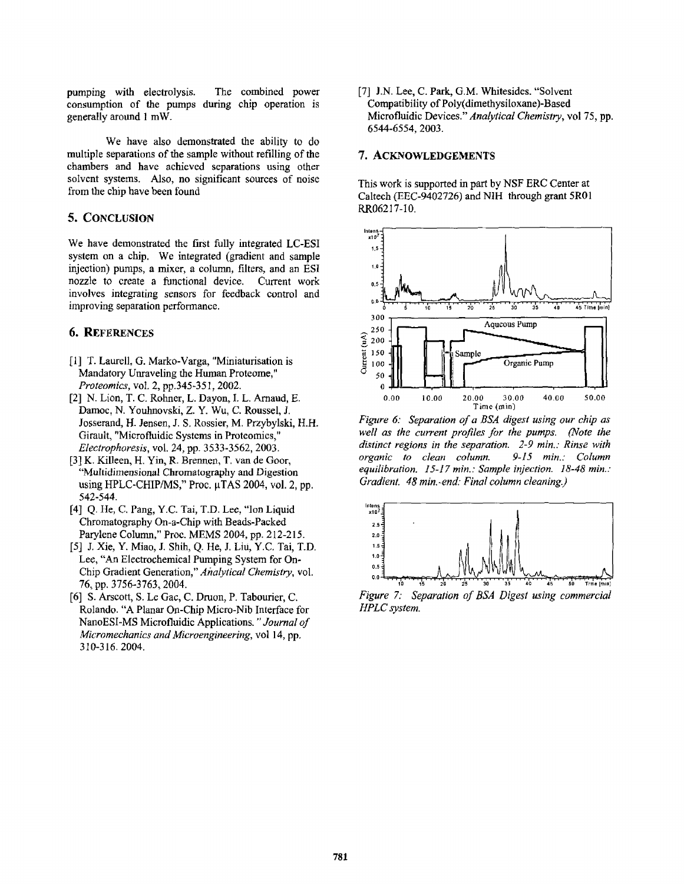pumping with electrolysis. The combined power consumption of the pumps during chip operation is generally around 1 mW.

We have also demonstrated the ability to do multiple separations of the sample without refilling of the chambers and have achieved separations using other solvent systems. Also, no significant sources of noise from the chip have been found

## 5. CONCLUSION

We have demonstrated the first fully integrated LC-ESI system on a chip. We integrated (gradient and sample injection) pumps, a mixer, a column, filters, and an ESI nozzle to create a functional device. Current work involves integrating sensors for feedback control and improving separation performance.

## 6. REFERENCES

[1] T. Laurell, G. Marko-Varga, "Miniaturisation is Mandatory Unraveling the Human Proteome," *Proteomics*, vol. 2, pp.345-351, 2002.

[2] N. Lion, T. C. Rohner, L. Dayon, I. L. Arnaud, E. Damoc, N. Youhnovski, Z. Y. Wu, C. Roussel, J. Josserand, H. Jensen, J. S. Rossier, M. Przybylski, H.H. Girault, "Microfluidic Systems in Proteomics," *Electrophoresis*, vol. 24, pp. 3533-3562, 2003.

[3] K. Killeen, H. Yin, R. Brennen, T. van de Goor, "Multidimensional Chromatography and Digestion using HPLC-CHIP/MS," Proc. μTAS 2004, vol. 2, pp. 542-544.

[4] Q. He, C. Pang, Y.C. Tai, T.D. Lee, "Ion Liquid Chromatography On-a-Chip with Beads-Packed Parylene Column," Proc. MEMS 2004, pp. 212-215.

[5] J. Xie, Y. Miao, J. Shih, Q. He, J. Liu, Y.C. Tai, T.D. Lee, "An Electrochemical Pumping System for On-Chip Gradient Generation," *Analytical Chemistry*, vol. 76, pp. 3756-3763, 2004.

[6] S. Arscott, S. Le Gac, C. Druon, P. Tabourier, C. Rolando. "A Planar On-Chip Micro-Nib Interface for NanoESI-MS Microfluidic Applications." *Journal of Micromechanics and Microengineering*, vol 14, pp. 310-316. 2004.

[7] J.N. Lee, C. Park, G.M. Whitesides. "Solvent Compatibility of Poly(dimethysiloxane)-Based Microfluidic Devices." *Analytical Chemistry*, vol 75, pp. 6544-6554, 2003.

## 7. ACKNOWLEDGEMENTS

This work is supported in part by NSF ERC Center at Caltech (EEC-9402726) and NIH through grant 5R01 RR06217-10.

Intens. x10^7
1.5
1.0
0.5
0.0
0 5 10 15 20 25 30 35 40 45 Time [min]

300
250
200
150
100
50
0
Current (uA)
Aqueous Pump
Sample
Organic Pump
0.00 10.00 20.00 30.00 40.00 50.00
Time (min)

*Figure 6: Separation of a BSA digest using our chip as well as the current profiles for the pumps. (Note the distinct regions in the separation. 2-9 min.: Rinse with organic to clean column. 9-15 min.: Column equilibration. 15-17 min.: Sample injection. 18-48 min.: Gradient. 48 min.-end: Final column cleaning.)*

Intens. x10^7
2.5
2.0
1.5
1.0
0.5
0.0
10 15 20 25 30 35 40 45 50 Time [min]

*Figure 7: Separation of BSA Digest using commercial HPLC system.*